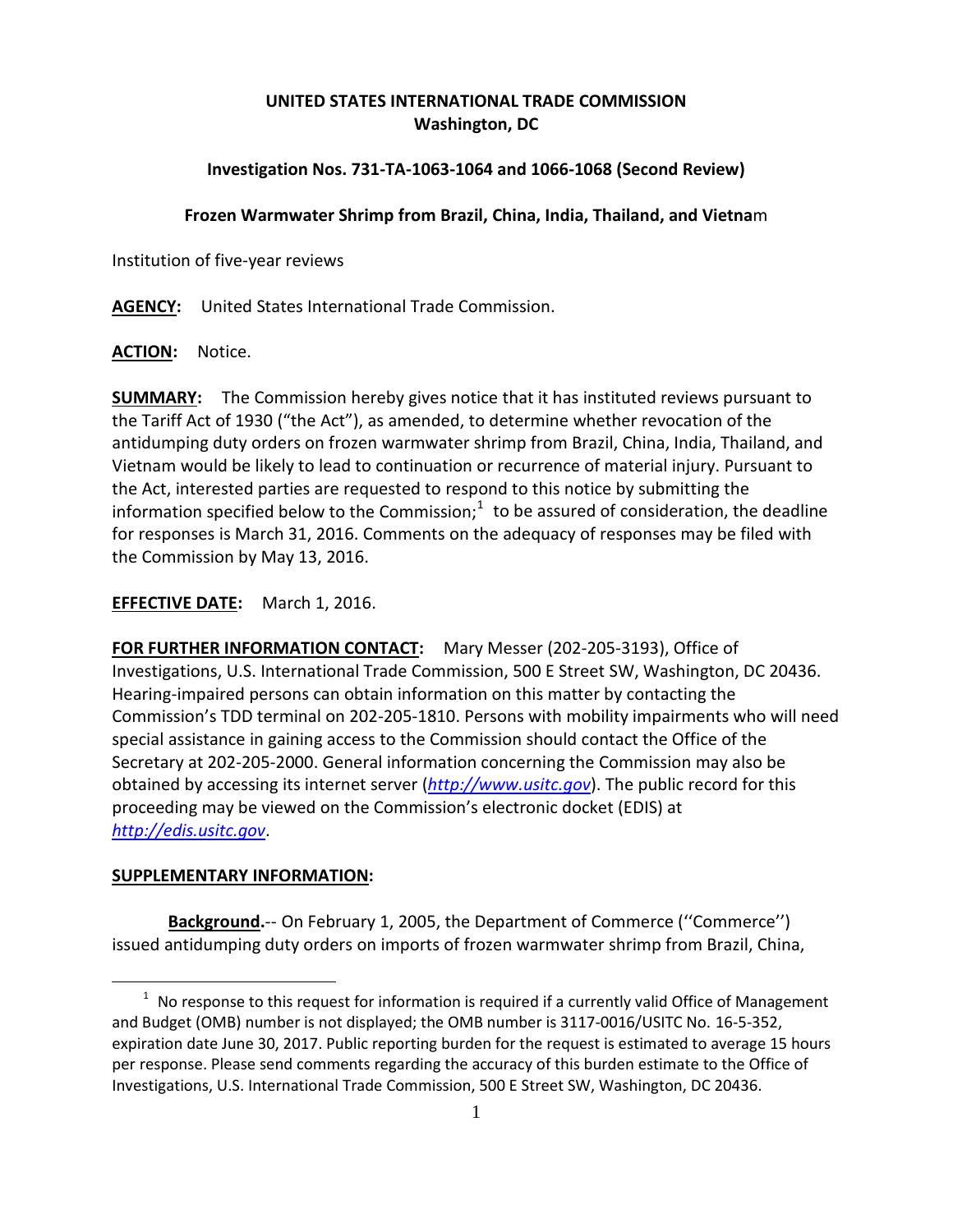**UNITED STATES INTERNATIONAL TRADE COMMISSION**
**Washington, DC**

**Investigation Nos. 731-TA-1063-1064 and 1066-1068 (Second Review)**

**Frozen Warmwater Shrimp from Brazil, China, India, Thailand, and Vietna**m

Institution of five-year reviews

**AGENCY:** United States International Trade Commission.

**ACTION:** Notice.

**SUMMARY:** The Commission hereby gives notice that it has instituted reviews pursuant to the Tariff Act of 1930 ("the Act"), as amended, to determine whether revocation of the antidumping duty orders on frozen warmwater shrimp from Brazil, China, India, Thailand, and Vietnam would be likely to lead to continuation or recurrence of material injury. Pursuant to the Act, interested parties are requested to respond to this notice by submitting the information specified below to the Commission;[1] to be assured of consideration, the deadline for responses is March 31, 2016. Comments on the adequacy of responses may be filed with the Commission by May 13, 2016.

**EFFECTIVE DATE:** March 1, 2016.

**FOR FURTHER INFORMATION CONTACT:** Mary Messer (202-205-3193), Office of Investigations, U.S. International Trade Commission, 500 E Street SW, Washington, DC 20436. Hearing-impaired persons can obtain information on this matter by contacting the Commission's TDD terminal on 202-205-1810. Persons with mobility impairments who will need special assistance in gaining access to the Commission should contact the Office of the Secretary at 202-205-2000. General information concerning the Commission may also be obtained by accessing its internet server (*http://www.usitc.gov*). The public record for this proceeding may be viewed on the Commission's electronic docket (EDIS) at *http://edis.usitc.gov*.

**SUPPLEMENTARY INFORMATION:**

**Background.**-- On February 1, 2005, the Department of Commerce (''Commerce'') issued antidumping duty orders on imports of frozen warmwater shrimp from Brazil, China,

[1] No response to this request for information is required if a currently valid Office of Management and Budget (OMB) number is not displayed; the OMB number is 3117-0016/USITC No. 16-5-352, expiration date June 30, 2017. Public reporting burden for the request is estimated to average 15 hours per response. Please send comments regarding the accuracy of this burden estimate to the Office of Investigations, U.S. International Trade Commission, 500 E Street SW, Washington, DC 20436.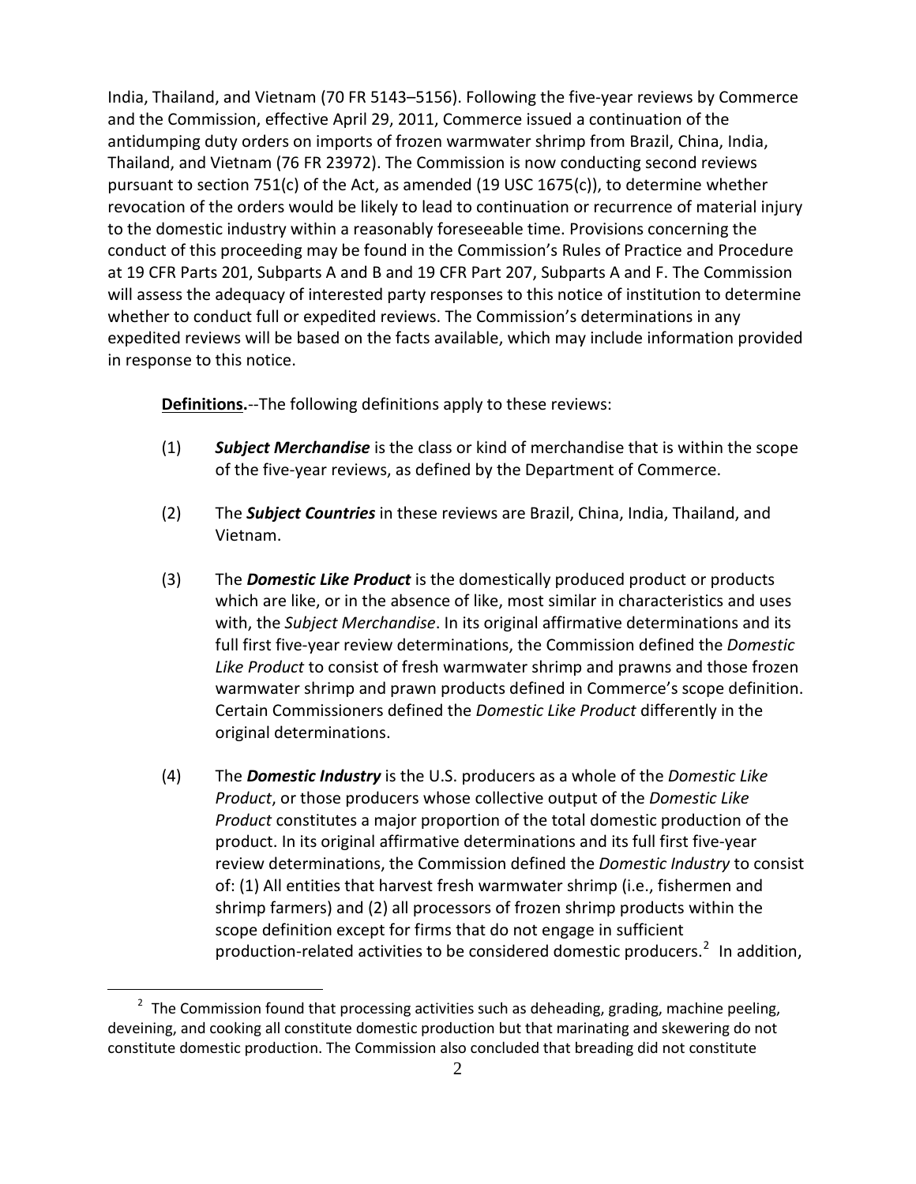India, Thailand, and Vietnam (70 FR 5143–5156). Following the five-year reviews by Commerce and the Commission, effective April 29, 2011, Commerce issued a continuation of the antidumping duty orders on imports of frozen warmwater shrimp from Brazil, China, India, Thailand, and Vietnam (76 FR 23972). The Commission is now conducting second reviews pursuant to section 751(c) of the Act, as amended (19 USC 1675(c)), to determine whether revocation of the orders would be likely to lead to continuation or recurrence of material injury to the domestic industry within a reasonably foreseeable time. Provisions concerning the conduct of this proceeding may be found in the Commission's Rules of Practice and Procedure at 19 CFR Parts 201, Subparts A and B and 19 CFR Part 207, Subparts A and F. The Commission will assess the adequacy of interested party responses to this notice of institution to determine whether to conduct full or expedited reviews. The Commission's determinations in any expedited reviews will be based on the facts available, which may include information provided in response to this notice.

**Definitions.**--The following definitions apply to these reviews:

(1) ***Subject Merchandise*** is the class or kind of merchandise that is within the scope of the five-year reviews, as defined by the Department of Commerce.

(2) The ***Subject Countries*** in these reviews are Brazil, China, India, Thailand, and Vietnam.

(3) The ***Domestic Like Product*** is the domestically produced product or products which are like, or in the absence of like, most similar in characteristics and uses with, the *Subject Merchandise*. In its original affirmative determinations and its full first five-year review determinations, the Commission defined the *Domestic Like Product* to consist of fresh warmwater shrimp and prawns and those frozen warmwater shrimp and prawn products defined in Commerce's scope definition. Certain Commissioners defined the *Domestic Like Product* differently in the original determinations.

(4) The ***Domestic Industry*** is the U.S. producers as a whole of the *Domestic Like Product*, or those producers whose collective output of the *Domestic Like Product* constitutes a major proportion of the total domestic production of the product. In its original affirmative determinations and its full first five-year review determinations, the Commission defined the *Domestic Industry* to consist of: (1) All entities that harvest fresh warmwater shrimp (i.e., fishermen and shrimp farmers) and (2) all processors of frozen shrimp products within the scope definition except for firms that do not engage in sufficient production-related activities to be considered domestic producers.[2] In addition,

[2] The Commission found that processing activities such as deheading, grading, machine peeling, deveining, and cooking all constitute domestic production but that marinating and skewering do not constitute domestic production. The Commission also concluded that breading did not constitute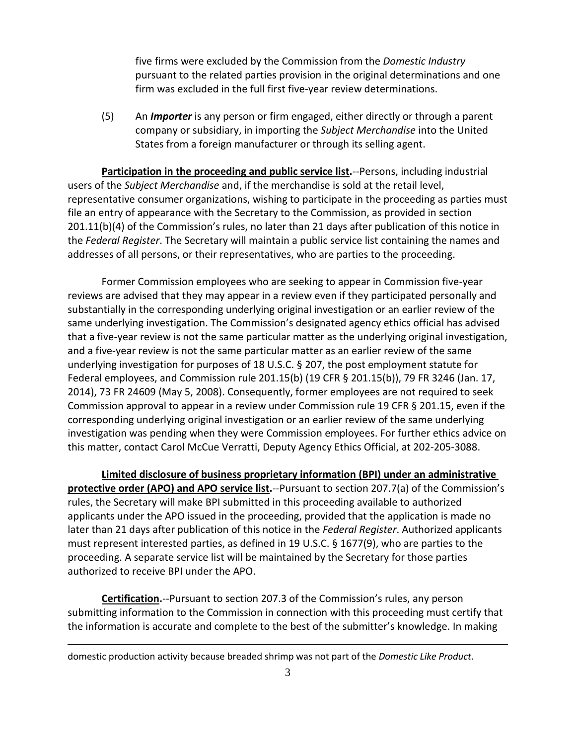five firms were excluded by the Commission from the *Domestic Industry* pursuant to the related parties provision in the original determinations and one firm was excluded in the full first five-year review determinations.

(5) An ***Importer*** is any person or firm engaged, either directly or through a parent company or subsidiary, in importing the *Subject Merchandise* into the United States from a foreign manufacturer or through its selling agent.

**Participation in the proceeding and public service list.**--Persons, including industrial users of the *Subject Merchandise* and, if the merchandise is sold at the retail level, representative consumer organizations, wishing to participate in the proceeding as parties must file an entry of appearance with the Secretary to the Commission, as provided in section 201.11(b)(4) of the Commission's rules, no later than 21 days after publication of this notice in the *Federal Register*. The Secretary will maintain a public service list containing the names and addresses of all persons, or their representatives, who are parties to the proceeding.

Former Commission employees who are seeking to appear in Commission five-year reviews are advised that they may appear in a review even if they participated personally and substantially in the corresponding underlying original investigation or an earlier review of the same underlying investigation. The Commission's designated agency ethics official has advised that a five-year review is not the same particular matter as the underlying original investigation, and a five-year review is not the same particular matter as an earlier review of the same underlying investigation for purposes of 18 U.S.C. § 207, the post employment statute for Federal employees, and Commission rule 201.15(b) (19 CFR § 201.15(b)), 79 FR 3246 (Jan. 17, 2014), 73 FR 24609 (May 5, 2008). Consequently, former employees are not required to seek Commission approval to appear in a review under Commission rule 19 CFR § 201.15, even if the corresponding underlying original investigation or an earlier review of the same underlying investigation was pending when they were Commission employees. For further ethics advice on this matter, contact Carol McCue Verratti, Deputy Agency Ethics Official, at 202-205-3088.

**Limited disclosure of business proprietary information (BPI) under an administrative protective order (APO) and APO service list.**--Pursuant to section 207.7(a) of the Commission's rules, the Secretary will make BPI submitted in this proceeding available to authorized applicants under the APO issued in the proceeding, provided that the application is made no later than 21 days after publication of this notice in the *Federal Register*. Authorized applicants must represent interested parties, as defined in 19 U.S.C. § 1677(9), who are parties to the proceeding. A separate service list will be maintained by the Secretary for those parties authorized to receive BPI under the APO.

**Certification.**--Pursuant to section 207.3 of the Commission's rules, any person submitting information to the Commission in connection with this proceeding must certify that the information is accurate and complete to the best of the submitter's knowledge. In making

---

domestic production activity because breaded shrimp was not part of the *Domestic Like Product*.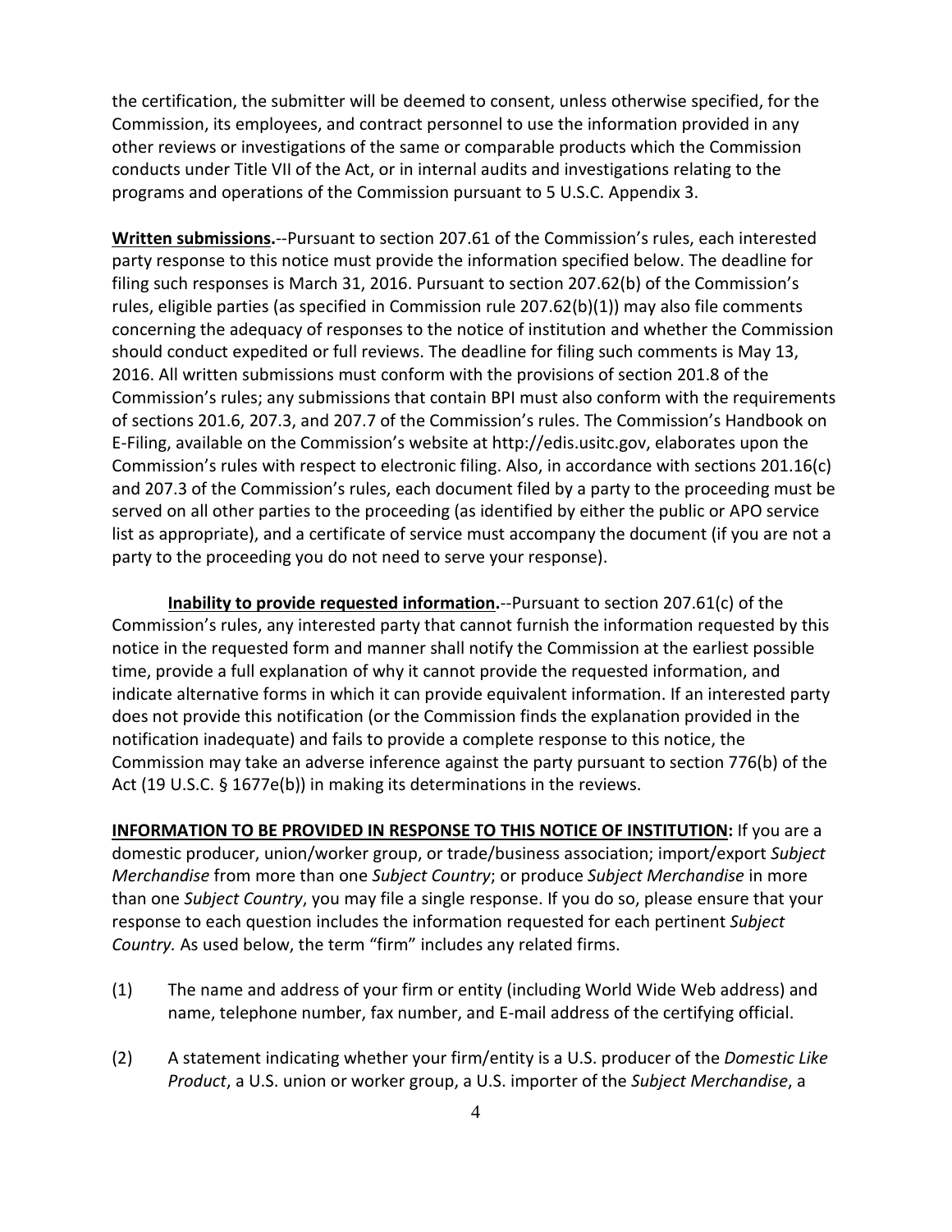the certification, the submitter will be deemed to consent, unless otherwise specified, for the Commission, its employees, and contract personnel to use the information provided in any other reviews or investigations of the same or comparable products which the Commission conducts under Title VII of the Act, or in internal audits and investigations relating to the programs and operations of the Commission pursuant to 5 U.S.C. Appendix 3.

**Written submissions.**--Pursuant to section 207.61 of the Commission's rules, each interested party response to this notice must provide the information specified below. The deadline for filing such responses is March 31, 2016. Pursuant to section 207.62(b) of the Commission's rules, eligible parties (as specified in Commission rule 207.62(b)(1)) may also file comments concerning the adequacy of responses to the notice of institution and whether the Commission should conduct expedited or full reviews. The deadline for filing such comments is May 13, 2016. All written submissions must conform with the provisions of section 201.8 of the Commission's rules; any submissions that contain BPI must also conform with the requirements of sections 201.6, 207.3, and 207.7 of the Commission's rules. The Commission's Handbook on E-Filing, available on the Commission's website at http://edis.usitc.gov, elaborates upon the Commission's rules with respect to electronic filing. Also, in accordance with sections 201.16(c) and 207.3 of the Commission's rules, each document filed by a party to the proceeding must be served on all other parties to the proceeding (as identified by either the public or APO service list as appropriate), and a certificate of service must accompany the document (if you are not a party to the proceeding you do not need to serve your response).

**Inability to provide requested information.**--Pursuant to section 207.61(c) of the Commission's rules, any interested party that cannot furnish the information requested by this notice in the requested form and manner shall notify the Commission at the earliest possible time, provide a full explanation of why it cannot provide the requested information, and indicate alternative forms in which it can provide equivalent information. If an interested party does not provide this notification (or the Commission finds the explanation provided in the notification inadequate) and fails to provide a complete response to this notice, the Commission may take an adverse inference against the party pursuant to section 776(b) of the Act (19 U.S.C. § 1677e(b)) in making its determinations in the reviews.

**INFORMATION TO BE PROVIDED IN RESPONSE TO THIS NOTICE OF INSTITUTION:** If you are a domestic producer, union/worker group, or trade/business association; import/export *Subject Merchandise* from more than one *Subject Country*; or produce *Subject Merchandise* in more than one *Subject Country*, you may file a single response. If you do so, please ensure that your response to each question includes the information requested for each pertinent *Subject Country.* As used below, the term "firm" includes any related firms.

(1) The name and address of your firm or entity (including World Wide Web address) and name, telephone number, fax number, and E-mail address of the certifying official.

(2) A statement indicating whether your firm/entity is a U.S. producer of the *Domestic Like Product*, a U.S. union or worker group, a U.S. importer of the *Subject Merchandise*, a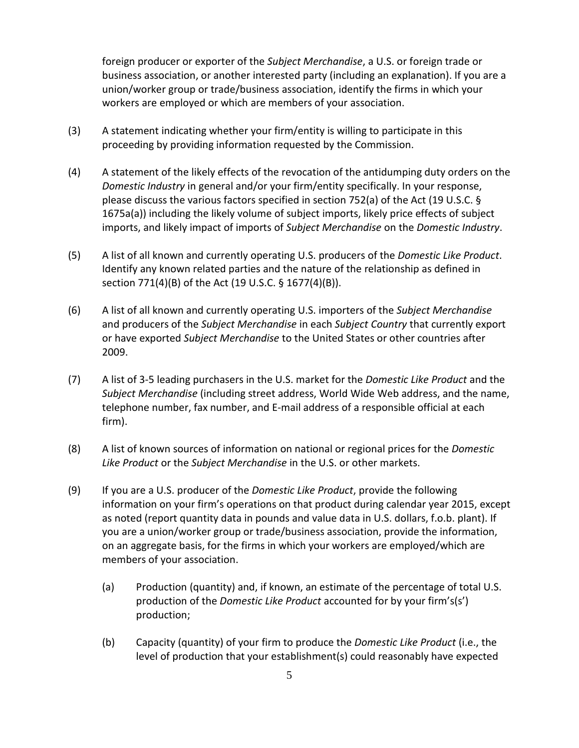foreign producer or exporter of the *Subject Merchandise*, a U.S. or foreign trade or business association, or another interested party (including an explanation). If you are a union/worker group or trade/business association, identify the firms in which your workers are employed or which are members of your association.

(3) A statement indicating whether your firm/entity is willing to participate in this proceeding by providing information requested by the Commission.

(4) A statement of the likely effects of the revocation of the antidumping duty orders on the *Domestic Industry* in general and/or your firm/entity specifically. In your response, please discuss the various factors specified in section 752(a) of the Act (19 U.S.C. § 1675a(a)) including the likely volume of subject imports, likely price effects of subject imports, and likely impact of imports of *Subject Merchandise* on the *Domestic Industry*.

(5) A list of all known and currently operating U.S. producers of the *Domestic Like Product*. Identify any known related parties and the nature of the relationship as defined in section 771(4)(B) of the Act (19 U.S.C. § 1677(4)(B)).

(6) A list of all known and currently operating U.S. importers of the *Subject Merchandise* and producers of the *Subject Merchandise* in each *Subject Country* that currently export or have exported *Subject Merchandise* to the United States or other countries after 2009.

(7) A list of 3-5 leading purchasers in the U.S. market for the *Domestic Like Product* and the *Subject Merchandise* (including street address, World Wide Web address, and the name, telephone number, fax number, and E-mail address of a responsible official at each firm).

(8) A list of known sources of information on national or regional prices for the *Domestic Like Product* or the *Subject Merchandise* in the U.S. or other markets.

(9) If you are a U.S. producer of the *Domestic Like Product*, provide the following information on your firm's operations on that product during calendar year 2015, except as noted (report quantity data in pounds and value data in U.S. dollars, f.o.b. plant). If you are a union/worker group or trade/business association, provide the information, on an aggregate basis, for the firms in which your workers are employed/which are members of your association.

   (a) Production (quantity) and, if known, an estimate of the percentage of total U.S. production of the *Domestic Like Product* accounted for by your firm's(s') production;

   (b) Capacity (quantity) of your firm to produce the *Domestic Like Product* (i.e., the level of production that your establishment(s) could reasonably have expected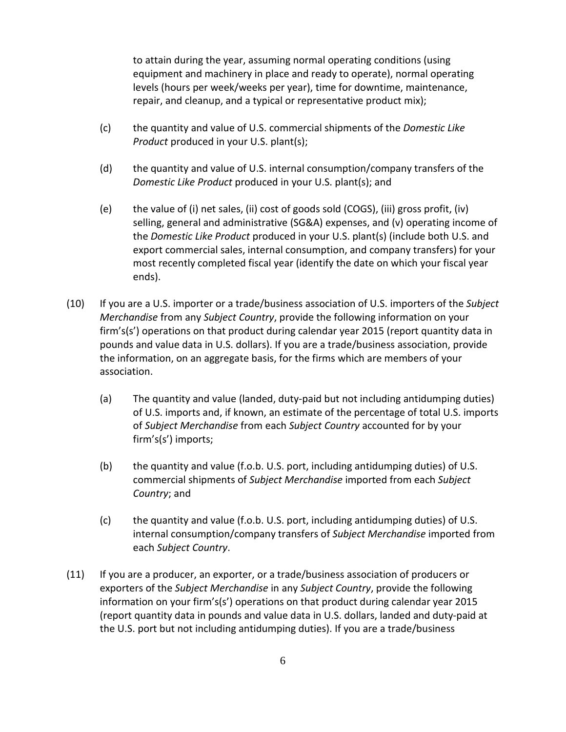to attain during the year, assuming normal operating conditions (using equipment and machinery in place and ready to operate), normal operating levels (hours per week/weeks per year), time for downtime, maintenance, repair, and cleanup, and a typical or representative product mix);

(c) the quantity and value of U.S. commercial shipments of the *Domestic Like Product* produced in your U.S. plant(s);

(d) the quantity and value of U.S. internal consumption/company transfers of the *Domestic Like Product* produced in your U.S. plant(s); and

(e) the value of (i) net sales, (ii) cost of goods sold (COGS), (iii) gross profit, (iv) selling, general and administrative (SG&A) expenses, and (v) operating income of the *Domestic Like Product* produced in your U.S. plant(s) (include both U.S. and export commercial sales, internal consumption, and company transfers) for your most recently completed fiscal year (identify the date on which your fiscal year ends).

(10) If you are a U.S. importer or a trade/business association of U.S. importers of the *Subject Merchandise* from any *Subject Country*, provide the following information on your firm's(s') operations on that product during calendar year 2015 (report quantity data in pounds and value data in U.S. dollars). If you are a trade/business association, provide the information, on an aggregate basis, for the firms which are members of your association.

(a) The quantity and value (landed, duty-paid but not including antidumping duties) of U.S. imports and, if known, an estimate of the percentage of total U.S. imports of *Subject Merchandise* from each *Subject Country* accounted for by your firm's(s') imports;

(b) the quantity and value (f.o.b. U.S. port, including antidumping duties) of U.S. commercial shipments of *Subject Merchandise* imported from each *Subject Country*; and

(c) the quantity and value (f.o.b. U.S. port, including antidumping duties) of U.S. internal consumption/company transfers of *Subject Merchandise* imported from each *Subject Country*.

(11) If you are a producer, an exporter, or a trade/business association of producers or exporters of the *Subject Merchandise* in any *Subject Country*, provide the following information on your firm's(s') operations on that product during calendar year 2015 (report quantity data in pounds and value data in U.S. dollars, landed and duty-paid at the U.S. port but not including antidumping duties). If you are a trade/business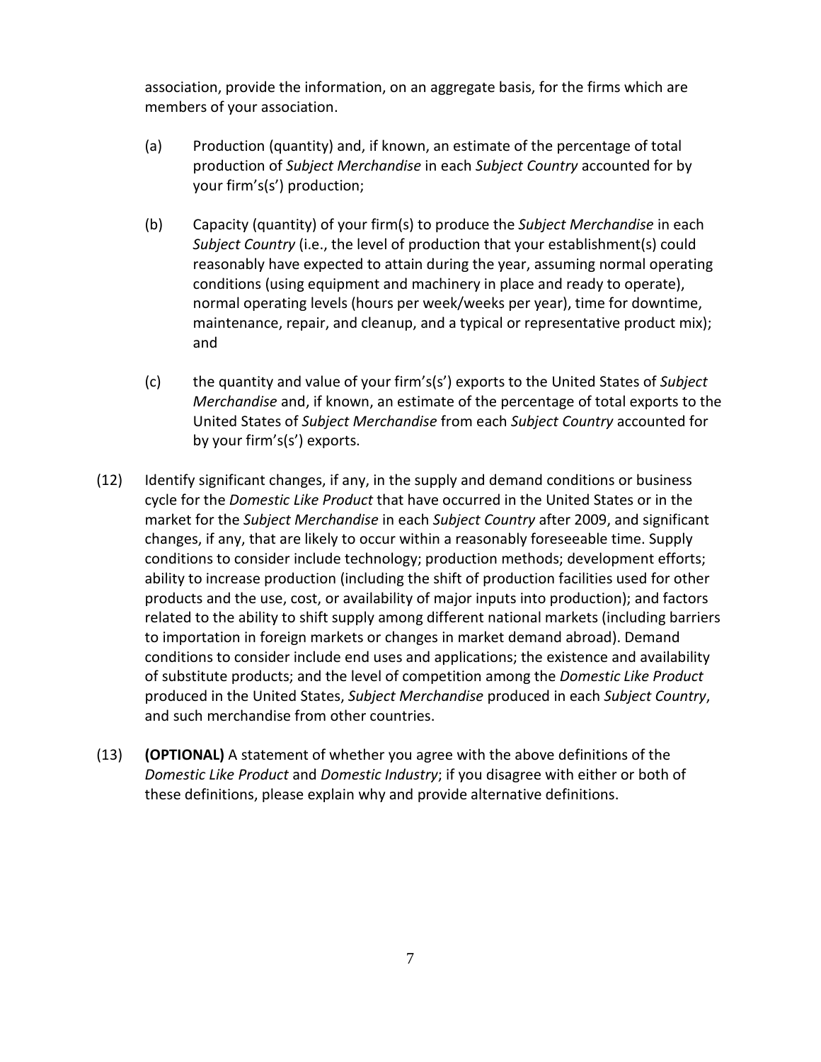association, provide the information, on an aggregate basis, for the firms which are members of your association.

(a) Production (quantity) and, if known, an estimate of the percentage of total production of *Subject Merchandise* in each *Subject Country* accounted for by your firm's(s') production;

(b) Capacity (quantity) of your firm(s) to produce the *Subject Merchandise* in each *Subject Country* (i.e., the level of production that your establishment(s) could reasonably have expected to attain during the year, assuming normal operating conditions (using equipment and machinery in place and ready to operate), normal operating levels (hours per week/weeks per year), time for downtime, maintenance, repair, and cleanup, and a typical or representative product mix); and

(c) the quantity and value of your firm's(s') exports to the United States of *Subject Merchandise* and, if known, an estimate of the percentage of total exports to the United States of *Subject Merchandise* from each *Subject Country* accounted for by your firm's(s') exports.

(12) Identify significant changes, if any, in the supply and demand conditions or business cycle for the *Domestic Like Product* that have occurred in the United States or in the market for the *Subject Merchandise* in each *Subject Country* after 2009, and significant changes, if any, that are likely to occur within a reasonably foreseeable time. Supply conditions to consider include technology; production methods; development efforts; ability to increase production (including the shift of production facilities used for other products and the use, cost, or availability of major inputs into production); and factors related to the ability to shift supply among different national markets (including barriers to importation in foreign markets or changes in market demand abroad). Demand conditions to consider include end uses and applications; the existence and availability of substitute products; and the level of competition among the *Domestic Like Product* produced in the United States, *Subject Merchandise* produced in each *Subject Country*, and such merchandise from other countries.

(13) **(OPTIONAL)** A statement of whether you agree with the above definitions of the *Domestic Like Product* and *Domestic Industry*; if you disagree with either or both of these definitions, please explain why and provide alternative definitions.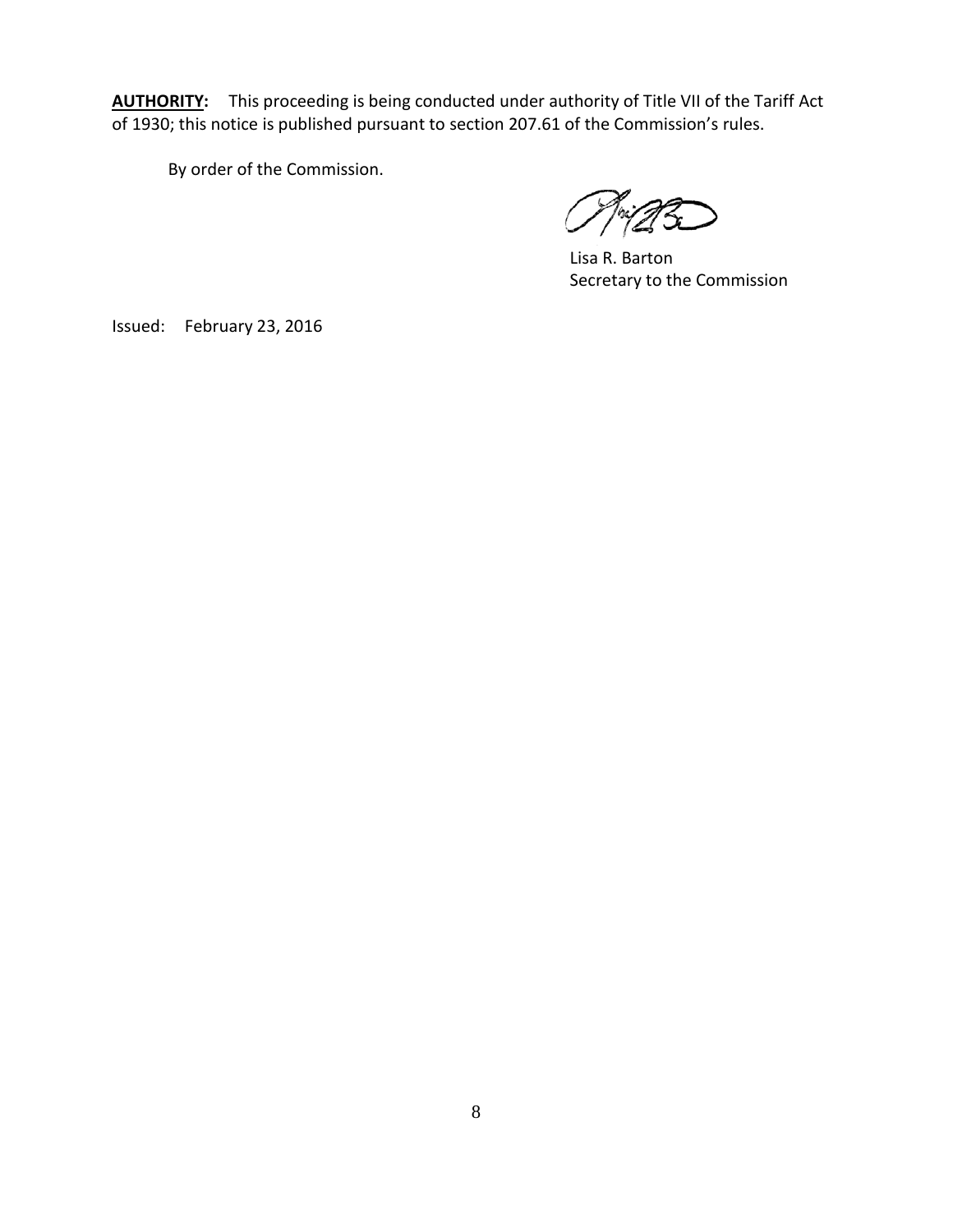**<u>AUTHORITY</u>:** This proceeding is being conducted under authority of Title VII of the Tariff Act of 1930; this notice is published pursuant to section 207.61 of the Commission's rules.

By order of the Commission.

Lisa R. Barton
Secretary to the Commission

Issued: February 23, 2016